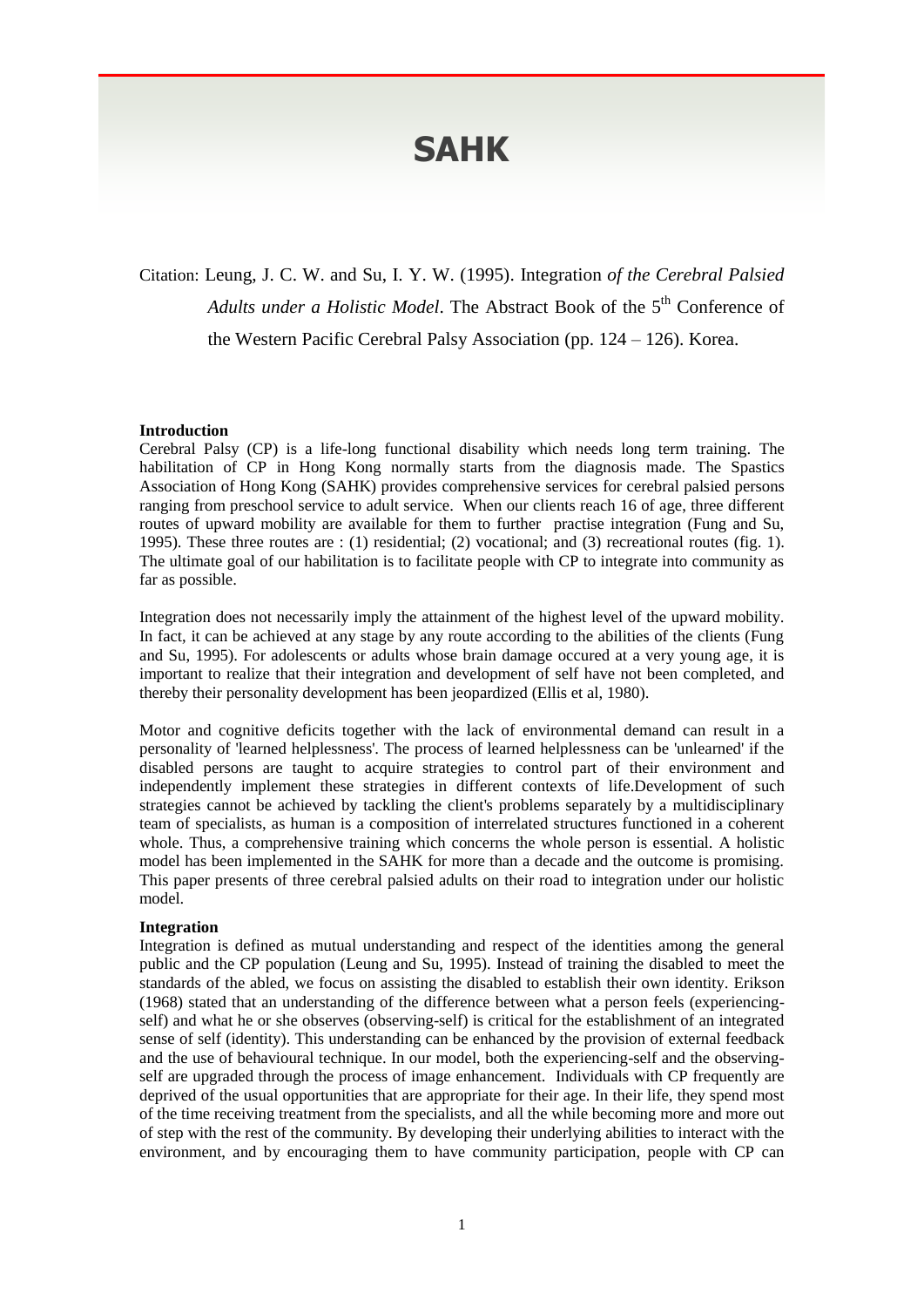# SAHK

Citation: Leung, J. C. W. and Su, I. Y. W. (1995). Integration *of the Cerebral Palsied Adults under a Holistic Model*. The Abstract Book of the 5th Conference of the Western Pacific Cerebral Palsy Association (pp. 124 – 126). Korea.

**Introduction**

Cerebral Palsy (CP) is a life-long functional disability which needs long term training. The habilitation of CP in Hong Kong normally starts from the diagnosis made. The Spastics Association of Hong Kong (SAHK) provides comprehensive services for cerebral palsied persons ranging from preschool service to adult service. When our clients reach 16 of age, three different routes of upward mobility are available for them to further practise integration (Fung and Su, 1995). These three routes are : (1) residential; (2) vocational; and (3) recreational routes (fig. 1). The ultimate goal of our habilitation is to facilitate people with CP to integrate into community as far as possible.

Integration does not necessarily imply the attainment of the highest level of the upward mobility. In fact, it can be achieved at any stage by any route according to the abilities of the clients (Fung and Su, 1995). For adolescents or adults whose brain damage occured at a very young age, it is important to realize that their integration and development of self have not been completed, and thereby their personality development has been jeopardized (Ellis et al, 1980).

Motor and cognitive deficits together with the lack of environmental demand can result in a personality of 'learned helplessness'. The process of learned helplessness can be 'unlearned' if the disabled persons are taught to acquire strategies to control part of their environment and independently implement these strategies in different contexts of life.Development of such strategies cannot be achieved by tackling the client's problems separately by a multidisciplinary team of specialists, as human is a composition of interrelated structures functioned in a coherent whole. Thus, a comprehensive training which concerns the whole person is essential. A holistic model has been implemented in the SAHK for more than a decade and the outcome is promising. This paper presents of three cerebral palsied adults on their road to integration under our holistic model.

**Integration**

Integration is defined as mutual understanding and respect of the identities among the general public and the CP population (Leung and Su, 1995). Instead of training the disabled to meet the standards of the abled, we focus on assisting the disabled to establish their own identity. Erikson (1968) stated that an understanding of the difference between what a person feels (experiencing-self) and what he or she observes (observing-self) is critical for the establishment of an integrated sense of self (identity). This understanding can be enhanced by the provision of external feedback and the use of behavioural technique. In our model, both the experiencing-self and the observing-self are upgraded through the process of image enhancement. Individuals with CP frequently are deprived of the usual opportunities that are appropriate for their age. In their life, they spend most of the time receiving treatment from the specialists, and all the while becoming more and more out of step with the rest of the community. By developing their underlying abilities to interact with the environment, and by encouraging them to have community participation, people with CP can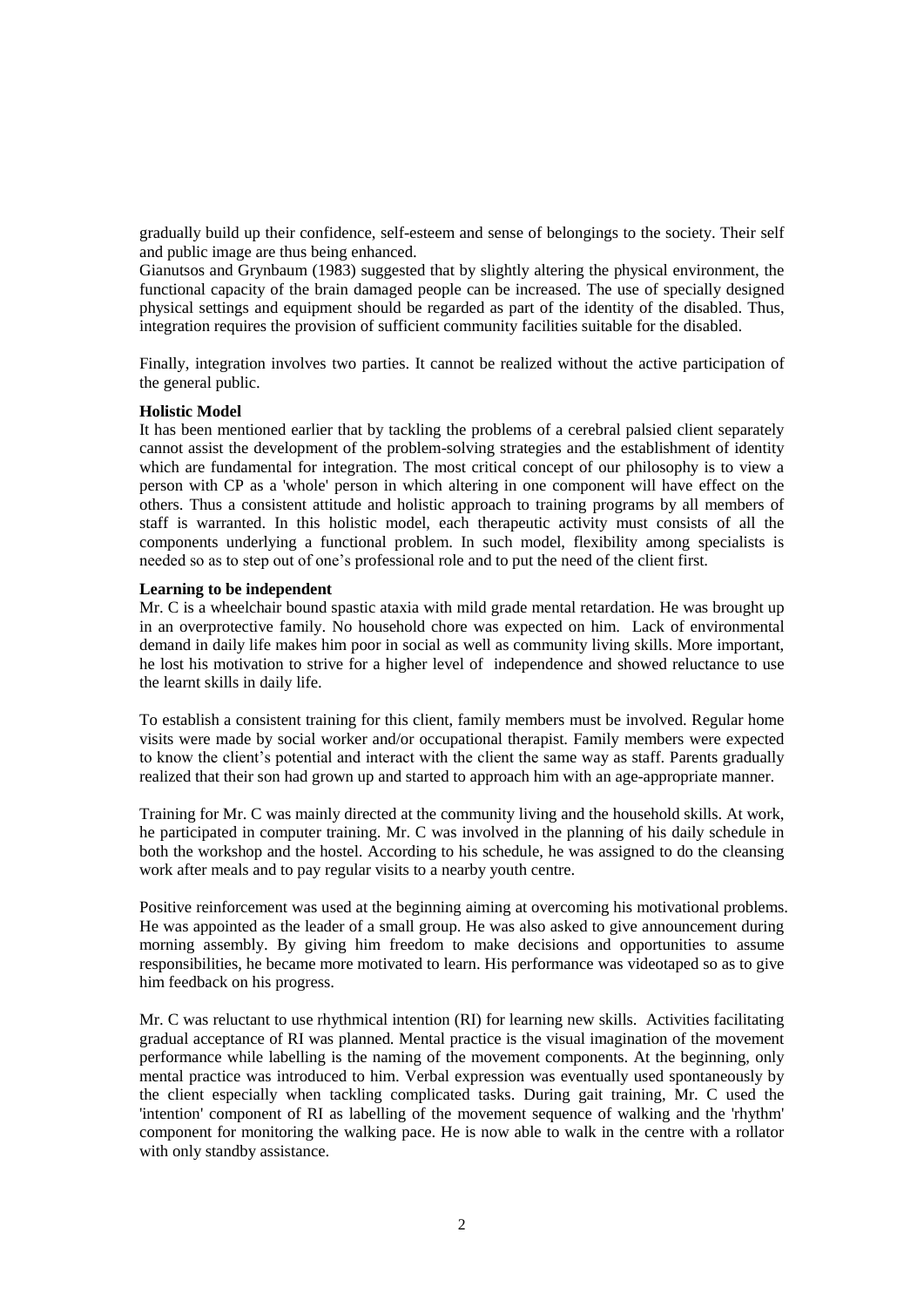gradually build up their confidence, self-esteem and sense of belongings to the society. Their self and public image are thus being enhanced.

Gianutsos and Grynbaum (1983) suggested that by slightly altering the physical environment, the functional capacity of the brain damaged people can be increased. The use of specially designed physical settings and equipment should be regarded as part of the identity of the disabled. Thus, integration requires the provision of sufficient community facilities suitable for the disabled.

Finally, integration involves two parties. It cannot be realized without the active participation of the general public.

**Holistic Model**

It has been mentioned earlier that by tackling the problems of a cerebral palsied client separately cannot assist the development of the problem-solving strategies and the establishment of identity which are fundamental for integration. The most critical concept of our philosophy is to view a person with CP as a 'whole' person in which altering in one component will have effect on the others. Thus a consistent attitude and holistic approach to training programs by all members of staff is warranted. In this holistic model, each therapeutic activity must consists of all the components underlying a functional problem. In such model, flexibility among specialists is needed so as to step out of one's professional role and to put the need of the client first.

**Learning to be independent**

Mr. C is a wheelchair bound spastic ataxia with mild grade mental retardation. He was brought up in an overprotective family. No household chore was expected on him. Lack of environmental demand in daily life makes him poor in social as well as community living skills. More important, he lost his motivation to strive for a higher level of independence and showed reluctance to use the learnt skills in daily life.

To establish a consistent training for this client, family members must be involved. Regular home visits were made by social worker and/or occupational therapist. Family members were expected to know the client's potential and interact with the client the same way as staff. Parents gradually realized that their son had grown up and started to approach him with an age-appropriate manner.

Training for Mr. C was mainly directed at the community living and the household skills. At work, he participated in computer training. Mr. C was involved in the planning of his daily schedule in both the workshop and the hostel. According to his schedule, he was assigned to do the cleansing work after meals and to pay regular visits to a nearby youth centre.

Positive reinforcement was used at the beginning aiming at overcoming his motivational problems. He was appointed as the leader of a small group. He was also asked to give announcement during morning assembly. By giving him freedom to make decisions and opportunities to assume responsibilities, he became more motivated to learn. His performance was videotaped so as to give him feedback on his progress.

Mr. C was reluctant to use rhythmical intention (RI) for learning new skills. Activities facilitating gradual acceptance of RI was planned. Mental practice is the visual imagination of the movement performance while labelling is the naming of the movement components. At the beginning, only mental practice was introduced to him. Verbal expression was eventually used spontaneously by the client especially when tackling complicated tasks. During gait training, Mr. C used the 'intention' component of RI as labelling of the movement sequence of walking and the 'rhythm' component for monitoring the walking pace. He is now able to walk in the centre with a rollator with only standby assistance.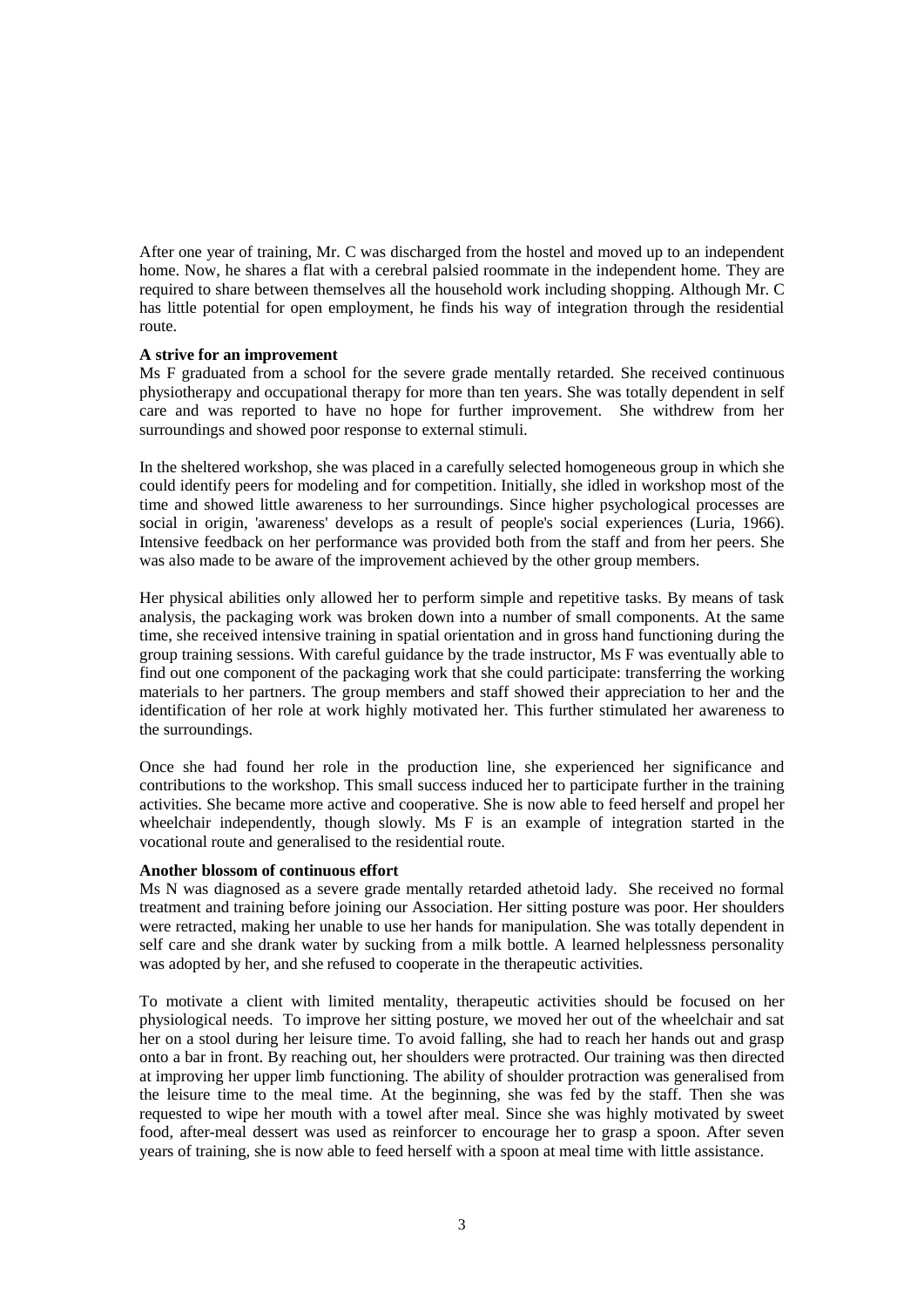After one year of training, Mr. C was discharged from the hostel and moved up to an independent home. Now, he shares a flat with a cerebral palsied roommate in the independent home. They are required to share between themselves all the household work including shopping. Although Mr. C has little potential for open employment, he finds his way of integration through the residential route.

**A strive for an improvement**

Ms F graduated from a school for the severe grade mentally retarded. She received continuous physiotherapy and occupational therapy for more than ten years. She was totally dependent in self care and was reported to have no hope for further improvement. She withdrew from her surroundings and showed poor response to external stimuli.

In the sheltered workshop, she was placed in a carefully selected homogeneous group in which she could identify peers for modeling and for competition. Initially, she idled in workshop most of the time and showed little awareness to her surroundings. Since higher psychological processes are social in origin, 'awareness' develops as a result of people's social experiences (Luria, 1966). Intensive feedback on her performance was provided both from the staff and from her peers. She was also made to be aware of the improvement achieved by the other group members.

Her physical abilities only allowed her to perform simple and repetitive tasks. By means of task analysis, the packaging work was broken down into a number of small components. At the same time, she received intensive training in spatial orientation and in gross hand functioning during the group training sessions. With careful guidance by the trade instructor, Ms F was eventually able to find out one component of the packaging work that she could participate: transferring the working materials to her partners. The group members and staff showed their appreciation to her and the identification of her role at work highly motivated her. This further stimulated her awareness to the surroundings.

Once she had found her role in the production line, she experienced her significance and contributions to the workshop. This small success induced her to participate further in the training activities. She became more active and cooperative. She is now able to feed herself and propel her wheelchair independently, though slowly. Ms F is an example of integration started in the vocational route and generalised to the residential route.

**Another blossom of continuous effort**

Ms N was diagnosed as a severe grade mentally retarded athetoid lady. She received no formal treatment and training before joining our Association. Her sitting posture was poor. Her shoulders were retracted, making her unable to use her hands for manipulation. She was totally dependent in self care and she drank water by sucking from a milk bottle. A learned helplessness personality was adopted by her, and she refused to cooperate in the therapeutic activities.

To motivate a client with limited mentality, therapeutic activities should be focused on her physiological needs. To improve her sitting posture, we moved her out of the wheelchair and sat her on a stool during her leisure time. To avoid falling, she had to reach her hands out and grasp onto a bar in front. By reaching out, her shoulders were protracted. Our training was then directed at improving her upper limb functioning. The ability of shoulder protraction was generalised from the leisure time to the meal time. At the beginning, she was fed by the staff. Then she was requested to wipe her mouth with a towel after meal. Since she was highly motivated by sweet food, after-meal dessert was used as reinforcer to encourage her to grasp a spoon. After seven years of training, she is now able to feed herself with a spoon at meal time with little assistance.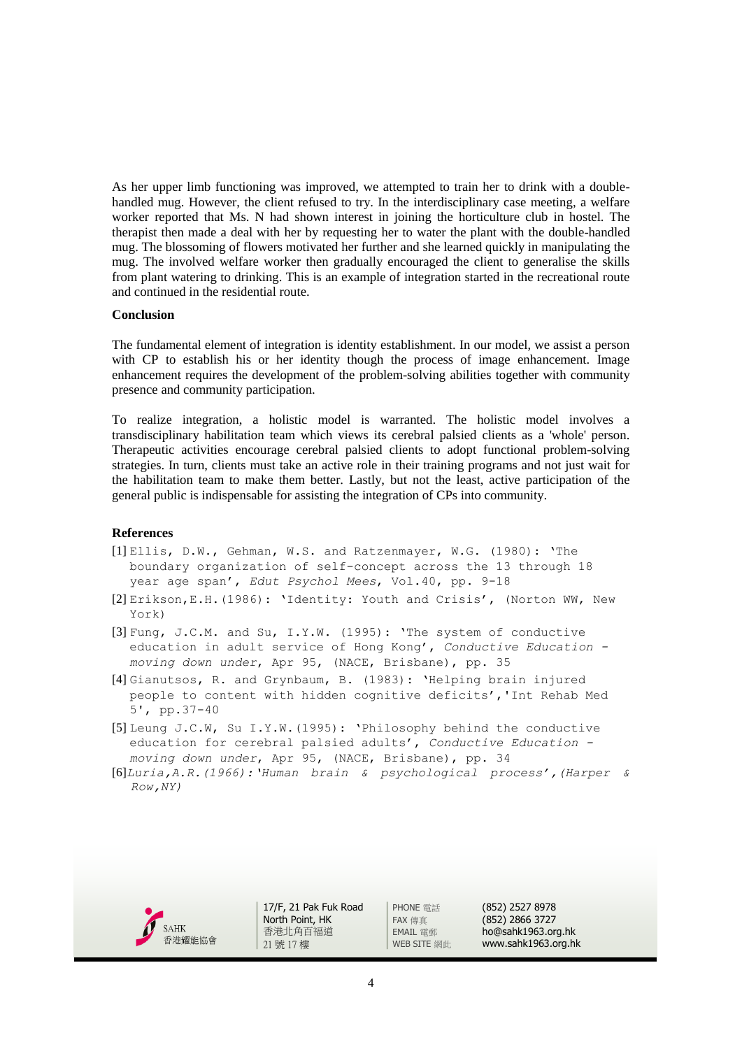As her upper limb functioning was improved, we attempted to train her to drink with a double-handled mug. However, the client refused to try. In the interdisciplinary case meeting, a welfare worker reported that Ms. N had shown interest in joining the horticulture club in hostel. The therapist then made a deal with her by requesting her to water the plant with the double-handled mug. The blossoming of flowers motivated her further and she learned quickly in manipulating the mug. The involved welfare worker then gradually encouraged the client to generalise the skills from plant watering to drinking. This is an example of integration started in the recreational route and continued in the residential route.

**Conclusion**

The fundamental element of integration is identity establishment. In our model, we assist a person with CP to establish his or her identity though the process of image enhancement. Image enhancement requires the development of the problem-solving abilities together with community presence and community participation.

To realize integration, a holistic model is warranted. The holistic model involves a transdisciplinary habilitation team which views its cerebral palsied clients as a 'whole' person. Therapeutic activities encourage cerebral palsied clients to adopt functional problem-solving strategies. In turn, clients must take an active role in their training programs and not just wait for the habilitation team to make them better. Lastly, but not the least, active participation of the general public is indispensable for assisting the integration of CPs into community.

**References**

[1] Ellis, D.W., Gehman, W.S. and Ratzenmayer, W.G. (1980): 'The boundary organization of self-concept across the 13 through 18 year age span', *Edut Psychol Mees*, Vol.40, pp. 9-18

[2] Erikson,E.H.(1986): 'Identity: Youth and Crisis', (Norton WW, New York)

[3] Fung, J.C.M. and Su, I.Y.W. (1995): 'The system of conductive education in adult service of Hong Kong', *Conductive Education - moving down under*, Apr 95, (NACE, Brisbane), pp. 35

[4] Gianutsos, R. and Grynbaum, B. (1983): 'Helping brain injured people to content with hidden cognitive deficits','Int Rehab Med 5', pp.37-40

[5] Leung J.C.W, Su I.Y.W.(1995): 'Philosophy behind the conductive education for cerebral palsied adults', *Conductive Education - moving down under*, Apr 95, (NACE, Brisbane), pp. 34

[6] *Luria,A.R.(1966):'Human brain & psychological process',(Harper & Row,NY)*

SAHK 香港耀能協會

17/F, 21 Pak Fuk Road North Point, HK 香港北角百福道 21 號 17 樓

PHONE 電話 (852) 2527 8978
FAX 傳真 (852) 2866 3727
EMAIL 電郵 ho@sahk1963.org.hk
WEB SITE 網址 www.sahk1963.org.hk